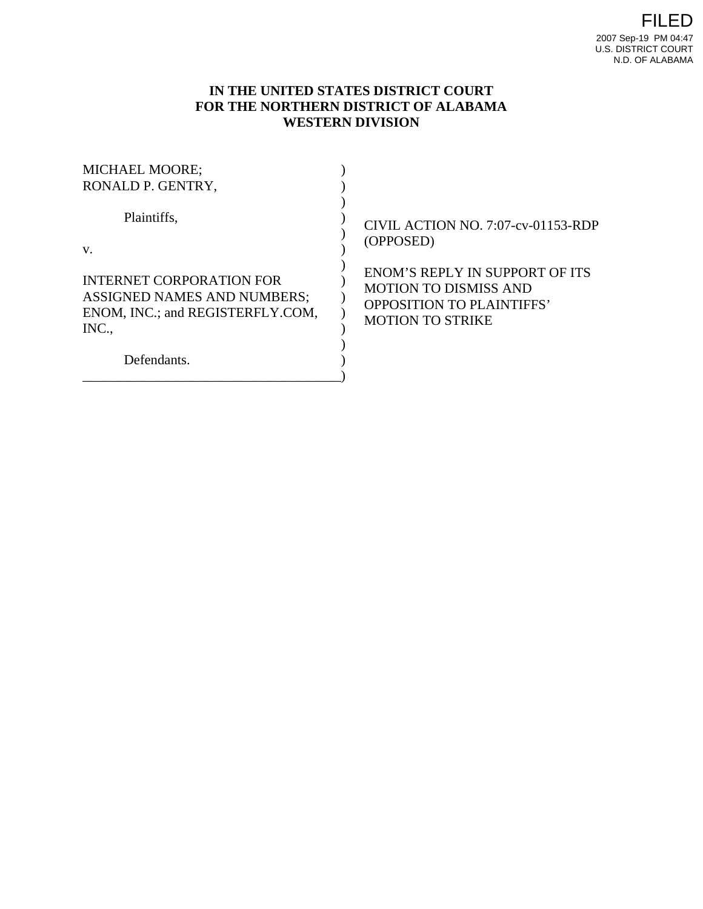FILED
2007 Sep-19 PM 04:47
U.S. DISTRICT COURT
N.D. OF ALABAMA

**IN THE UNITED STATES DISTRICT COURT**
**FOR THE NORTHERN DISTRICT OF ALABAMA**
**WESTERN DIVISION**

| | | |
|---|---|---|
| MICHAEL MOORE;<br>RONALD P. GENTRY,<br><br>Plaintiffs,<br><br>v.<br><br>INTERNET CORPORATION FOR ASSIGNED NAMES AND NUMBERS; ENOM, INC.; and REGISTERFLY.COM, INC.,<br><br>Defendants. | ) | CIVIL ACTION NO. 7:07-cv-01153-RDP<br>(OPPOSED)<br><br>ENOM'S REPLY IN SUPPORT OF ITS MOTION TO DISMISS AND OPPOSITION TO PLAINTIFFS' MOTION TO STRIKE |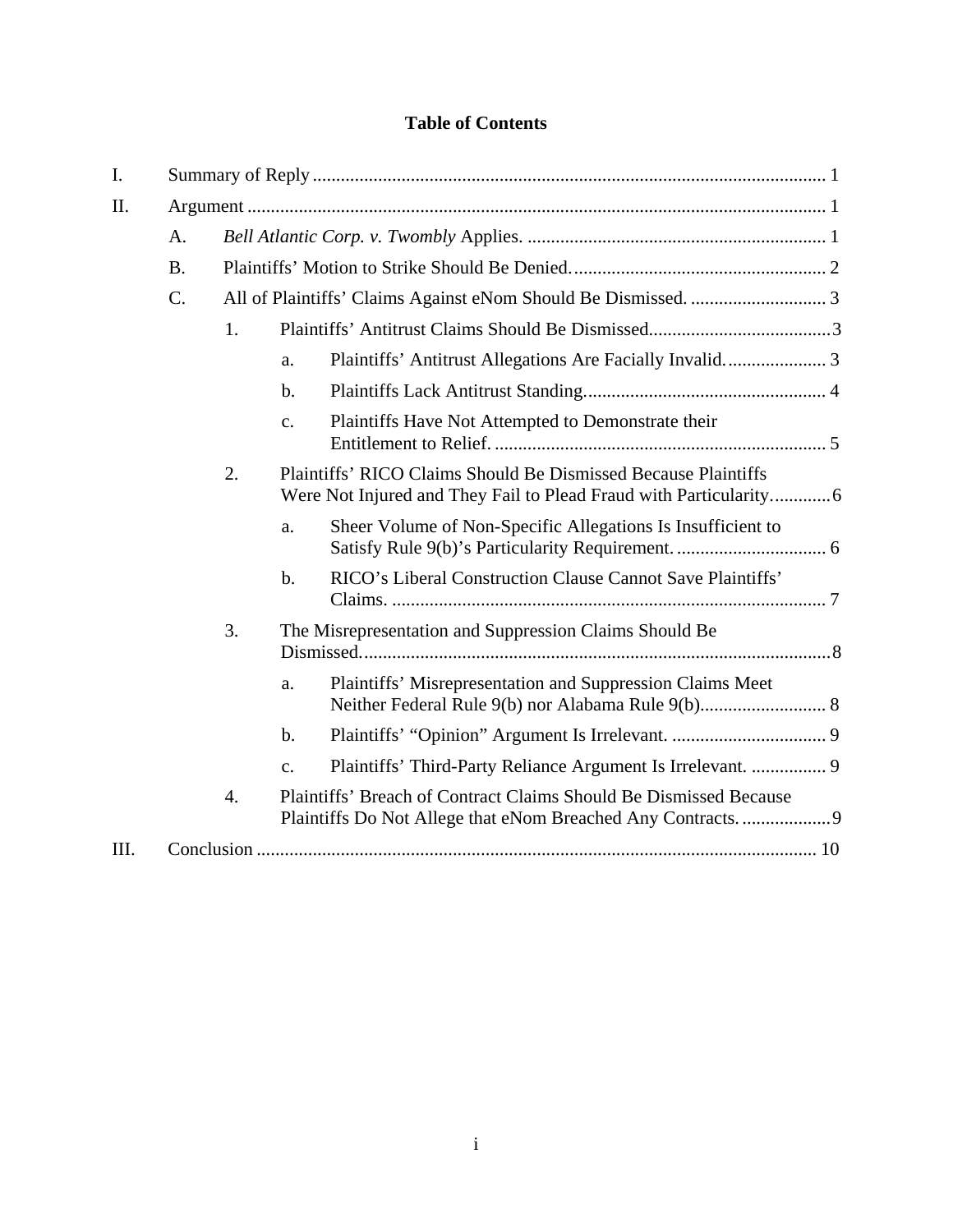# Table of Contents

I. Summary of Reply ............................................................................................................. 1

II. Argument ........................................................................................................................... 1

- A. *Bell Atlantic Corp. v. Twombly* Applies. ................................................................. 1
- B. Plaintiffs' Motion to Strike Should Be Denied. ....................................................... 2
- C. All of Plaintiffs' Claims Against eNom Should Be Dismissed. ............................. 3
  - 1. Plaintiffs' Antitrust Claims Should Be Dismissed. ...................................... 3
    - a. Plaintiffs' Antitrust Allegations Are Facially Invalid. ..................... 3
    - b. Plaintiffs Lack Antitrust Standing. .................................................... 4
    - c. Plaintiffs Have Not Attempted to Demonstrate their Entitlement to Relief. ....................................................................... 5
  - 2. Plaintiffs' RICO Claims Should Be Dismissed Because Plaintiffs Were Not Injured and They Fail to Plead Fraud with Particularity. ............ 6
    - a. Sheer Volume of Non-Specific Allegations Is Insufficient to Satisfy Rule 9(b)'s Particularity Requirement. ................................ 6
    - b. RICO's Liberal Construction Clause Cannot Save Plaintiffs' Claims. ............................................................................................ 7
  - 3. The Misrepresentation and Suppression Claims Should Be Dismissed. ................................................................................................... 8
    - a. Plaintiffs' Misrepresentation and Suppression Claims Meet Neither Federal Rule 9(b) nor Alabama Rule 9(b). .......................... 8
    - b. Plaintiffs' "Opinion" Argument Is Irrelevant. ................................. 9
    - c. Plaintiffs' Third-Party Reliance Argument Is Irrelevant. ................ 9
  - 4. Plaintiffs' Breach of Contract Claims Should Be Dismissed Because Plaintiffs Do Not Allege that eNom Breached Any Contracts. ................... 9

III. Conclusion ..................................................................................................................... 10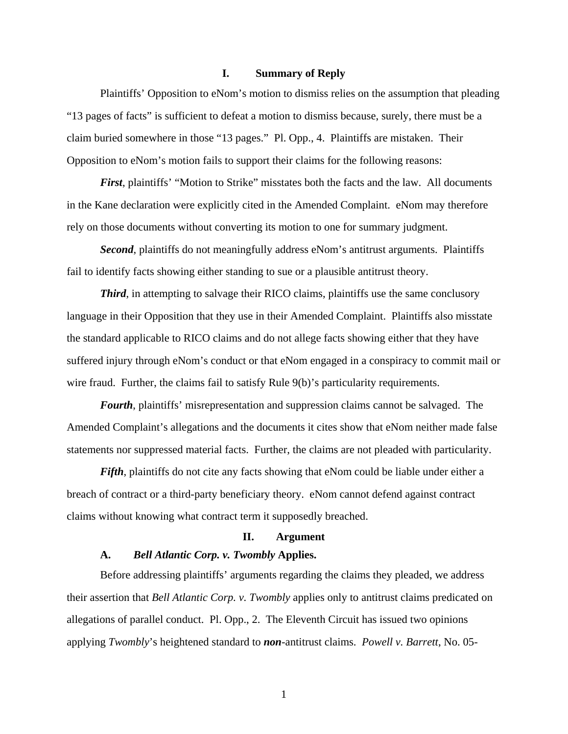## I. Summary of Reply

Plaintiffs' Opposition to eNom's motion to dismiss relies on the assumption that pleading "13 pages of facts" is sufficient to defeat a motion to dismiss because, surely, there must be a claim buried somewhere in those "13 pages." Pl. Opp., 4. Plaintiffs are mistaken. Their Opposition to eNom's motion fails to support their claims for the following reasons:

***First***, plaintiffs' "Motion to Strike" misstates both the facts and the law. All documents in the Kane declaration were explicitly cited in the Amended Complaint. eNom may therefore rely on those documents without converting its motion to one for summary judgment.

***Second***, plaintiffs do not meaningfully address eNom's antitrust arguments. Plaintiffs fail to identify facts showing either standing to sue or a plausible antitrust theory.

***Third***, in attempting to salvage their RICO claims, plaintiffs use the same conclusory language in their Opposition that they use in their Amended Complaint. Plaintiffs also misstate the standard applicable to RICO claims and do not allege facts showing either that they have suffered injury through eNom's conduct or that eNom engaged in a conspiracy to commit mail or wire fraud. Further, the claims fail to satisfy Rule 9(b)'s particularity requirements.

***Fourth***, plaintiffs' misrepresentation and suppression claims cannot be salvaged. The Amended Complaint's allegations and the documents it cites show that eNom neither made false statements nor suppressed material facts. Further, the claims are not pleaded with particularity.

***Fifth***, plaintiffs do not cite any facts showing that eNom could be liable under either a breach of contract or a third-party beneficiary theory. eNom cannot defend against contract claims without knowing what contract term it supposedly breached.

## II. Argument

### A. *Bell Atlantic Corp. v. Twombly* Applies.

Before addressing plaintiffs' arguments regarding the claims they pleaded, we address their assertion that *Bell Atlantic Corp. v. Twombly* applies only to antitrust claims predicated on allegations of parallel conduct. Pl. Opp., 2. The Eleventh Circuit has issued two opinions applying *Twombly*'s heightened standard to ***non***-antitrust claims. *Powell v. Barrett*, No. 05-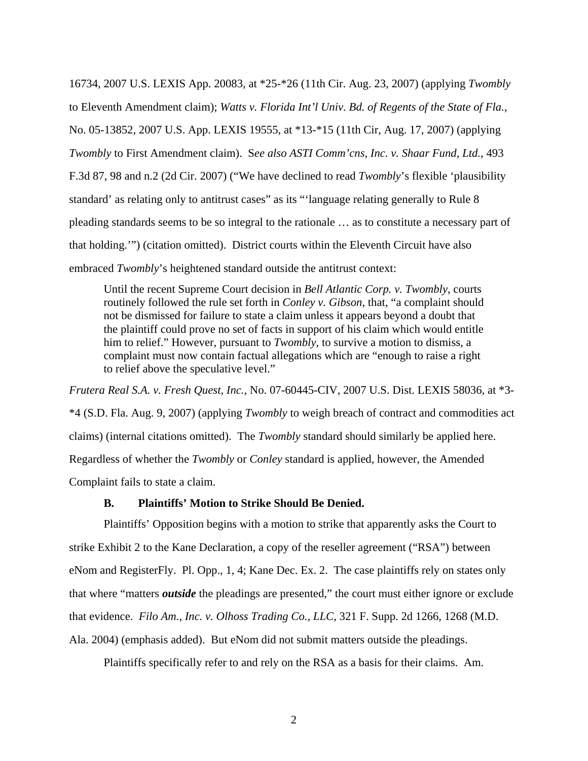16734, 2007 U.S. LEXIS App. 20083, at *25-*26 (11th Cir. Aug. 23, 2007) (applying *Twombly* to Eleventh Amendment claim); *Watts v. Florida Int'l Univ. Bd. of Regents of the State of Fla.*, No. 05-13852, 2007 U.S. App. LEXIS 19555, at *13-*15 (11th Cir, Aug. 17, 2007) (applying *Twombly* to First Amendment claim). S*ee also ASTI Comm'cns, Inc. v. Shaar Fund, Ltd.*, 493 F.3d 87, 98 and n.2 (2d Cir. 2007) ("We have declined to read *Twombly*'s flexible 'plausibility standard' as relating only to antitrust cases" as its "'language relating generally to Rule 8 pleading standards seems to be so integral to the rationale … as to constitute a necessary part of that holding.'") (citation omitted). District courts within the Eleventh Circuit have also embraced *Twombly*'s heightened standard outside the antitrust context:

> Until the recent Supreme Court decision in *Bell Atlantic Corp. v. Twombly*, courts routinely followed the rule set forth in *Conley v. Gibson*, that, "a complaint should not be dismissed for failure to state a claim unless it appears beyond a doubt that the plaintiff could prove no set of facts in support of his claim which would entitle him to relief." However, pursuant to *Twombly*, to survive a motion to dismiss, a complaint must now contain factual allegations which are "enough to raise a right to relief above the speculative level."

*Frutera Real S.A. v. Fresh Quest, Inc.*, No. 07-60445-CIV, 2007 U.S. Dist. LEXIS 58036, at *3-*4 (S.D. Fla. Aug. 9, 2007) (applying *Twombly* to weigh breach of contract and commodities act claims) (internal citations omitted). The *Twombly* standard should similarly be applied here. Regardless of whether the *Twombly* or *Conley* standard is applied, however, the Amended Complaint fails to state a claim.

### B. Plaintiffs' Motion to Strike Should Be Denied.

Plaintiffs' Opposition begins with a motion to strike that apparently asks the Court to strike Exhibit 2 to the Kane Declaration, a copy of the reseller agreement ("RSA") between eNom and RegisterFly. Pl. Opp., 1, 4; Kane Dec. Ex. 2. The case plaintiffs rely on states only that where "matters ***outside*** the pleadings are presented," the court must either ignore or exclude that evidence. *Filo Am., Inc. v. Olhoss Trading Co., LLC*, 321 F. Supp. 2d 1266, 1268 (M.D. Ala. 2004) (emphasis added). But eNom did not submit matters outside the pleadings.

Plaintiffs specifically refer to and rely on the RSA as a basis for their claims. Am.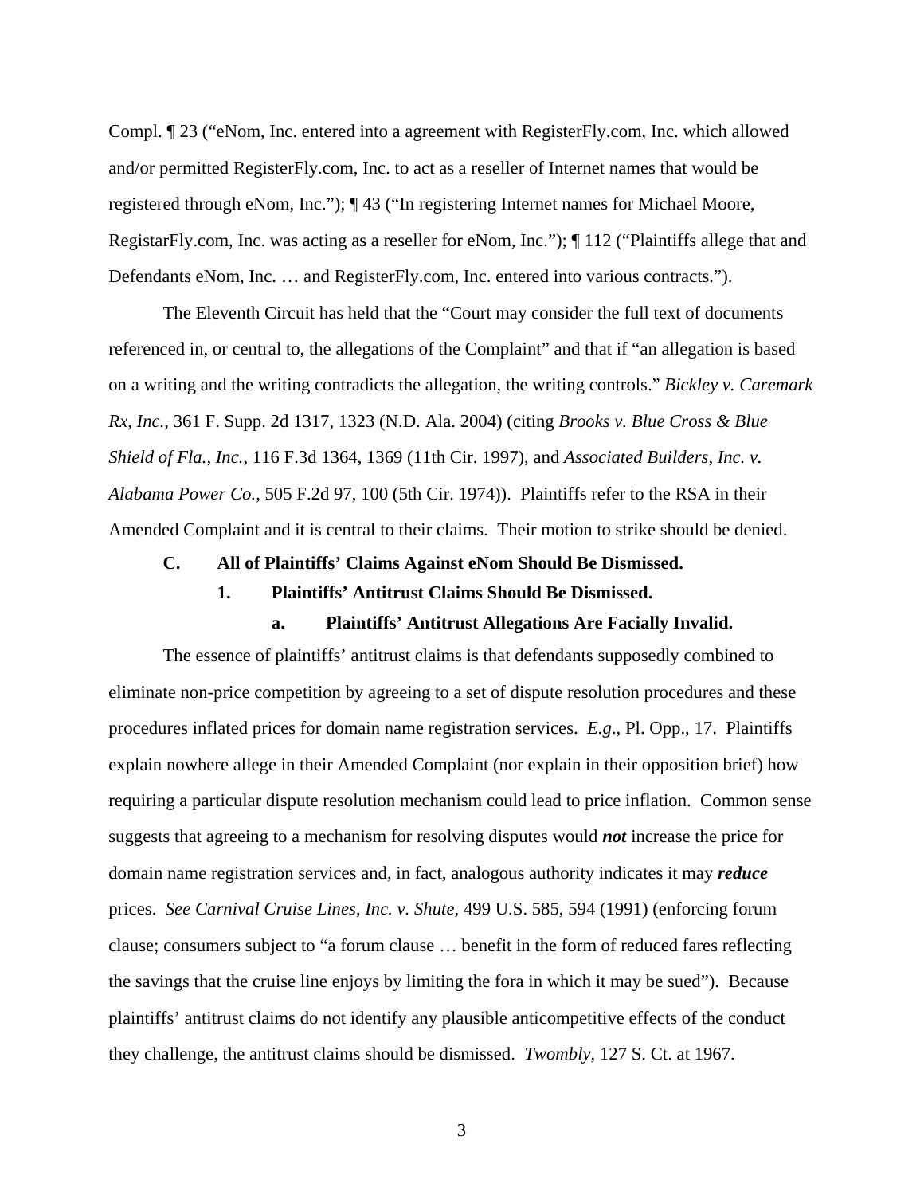Compl. ¶ 23 ("eNom, Inc. entered into a agreement with RegisterFly.com, Inc. which allowed and/or permitted RegisterFly.com, Inc. to act as a reseller of Internet names that would be registered through eNom, Inc."); ¶ 43 ("In registering Internet names for Michael Moore, RegistarFly.com, Inc. was acting as a reseller for eNom, Inc."); ¶ 112 ("Plaintiffs allege that and Defendants eNom, Inc. … and RegisterFly.com, Inc. entered into various contracts.").

The Eleventh Circuit has held that the "Court may consider the full text of documents referenced in, or central to, the allegations of the Complaint" and that if "an allegation is based on a writing and the writing contradicts the allegation, the writing controls." *Bickley v. Caremark Rx, Inc.*, 361 F. Supp. 2d 1317, 1323 (N.D. Ala. 2004) (citing *Brooks v. Blue Cross & Blue Shield of Fla., Inc.*, 116 F.3d 1364, 1369 (11th Cir. 1997), and *Associated Builders, Inc. v. Alabama Power Co.*, 505 F.2d 97, 100 (5th Cir. 1974)). Plaintiffs refer to the RSA in their Amended Complaint and it is central to their claims. Their motion to strike should be denied.

### C. All of Plaintiffs' Claims Against eNom Should Be Dismissed.

#### 1. Plaintiffs' Antitrust Claims Should Be Dismissed.

##### a. Plaintiffs' Antitrust Allegations Are Facially Invalid.

The essence of plaintiffs' antitrust claims is that defendants supposedly combined to eliminate non-price competition by agreeing to a set of dispute resolution procedures and these procedures inflated prices for domain name registration services. *E.g*., Pl. Opp., 17. Plaintiffs explain nowhere allege in their Amended Complaint (nor explain in their opposition brief) how requiring a particular dispute resolution mechanism could lead to price inflation. Common sense suggests that agreeing to a mechanism for resolving disputes would ***not*** increase the price for domain name registration services and, in fact, analogous authority indicates it may ***reduce*** prices. *See Carnival Cruise Lines, Inc. v. Shute*, 499 U.S. 585, 594 (1991) (enforcing forum clause; consumers subject to "a forum clause … benefit in the form of reduced fares reflecting the savings that the cruise line enjoys by limiting the fora in which it may be sued"). Because plaintiffs' antitrust claims do not identify any plausible anticompetitive effects of the conduct they challenge, the antitrust claims should be dismissed. *Twombly*, 127 S. Ct. at 1967.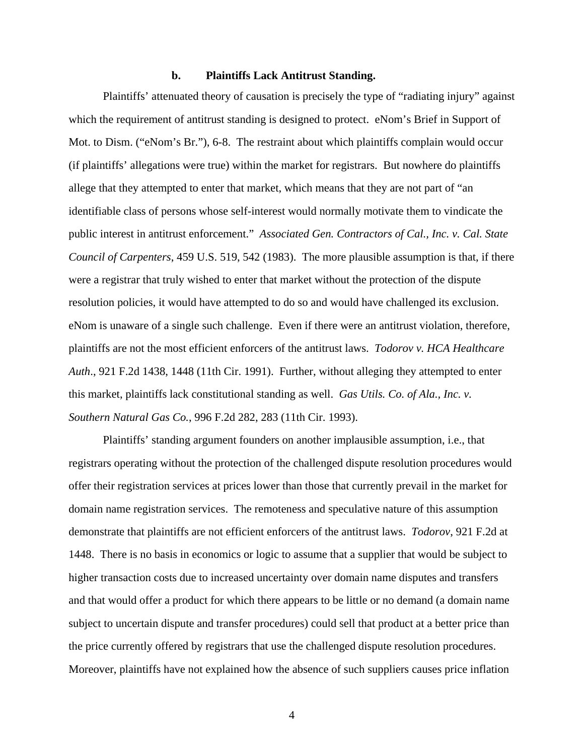### b. Plaintiffs Lack Antitrust Standing.

Plaintiffs' attenuated theory of causation is precisely the type of "radiating injury" against which the requirement of antitrust standing is designed to protect. eNom's Brief in Support of Mot. to Dism. ("eNom's Br."), 6-8. The restraint about which plaintiffs complain would occur (if plaintiffs' allegations were true) within the market for registrars. But nowhere do plaintiffs allege that they attempted to enter that market, which means that they are not part of "an identifiable class of persons whose self-interest would normally motivate them to vindicate the public interest in antitrust enforcement." *Associated Gen. Contractors of Cal., Inc. v. Cal. State Council of Carpenters*, 459 U.S. 519, 542 (1983). The more plausible assumption is that, if there were a registrar that truly wished to enter that market without the protection of the dispute resolution policies, it would have attempted to do so and would have challenged its exclusion. eNom is unaware of a single such challenge. Even if there were an antitrust violation, therefore, plaintiffs are not the most efficient enforcers of the antitrust laws. *Todorov v. HCA Healthcare Auth*., 921 F.2d 1438, 1448 (11th Cir. 1991). Further, without alleging they attempted to enter this market, plaintiffs lack constitutional standing as well. *Gas Utils. Co. of Ala., Inc. v. Southern Natural Gas Co.*, 996 F.2d 282, 283 (11th Cir. 1993).

Plaintiffs' standing argument founders on another implausible assumption, i.e., that registrars operating without the protection of the challenged dispute resolution procedures would offer their registration services at prices lower than those that currently prevail in the market for domain name registration services. The remoteness and speculative nature of this assumption demonstrate that plaintiffs are not efficient enforcers of the antitrust laws. *Todorov*, 921 F.2d at 1448. There is no basis in economics or logic to assume that a supplier that would be subject to higher transaction costs due to increased uncertainty over domain name disputes and transfers and that would offer a product for which there appears to be little or no demand (a domain name subject to uncertain dispute and transfer procedures) could sell that product at a better price than the price currently offered by registrars that use the challenged dispute resolution procedures. Moreover, plaintiffs have not explained how the absence of such suppliers causes price inflation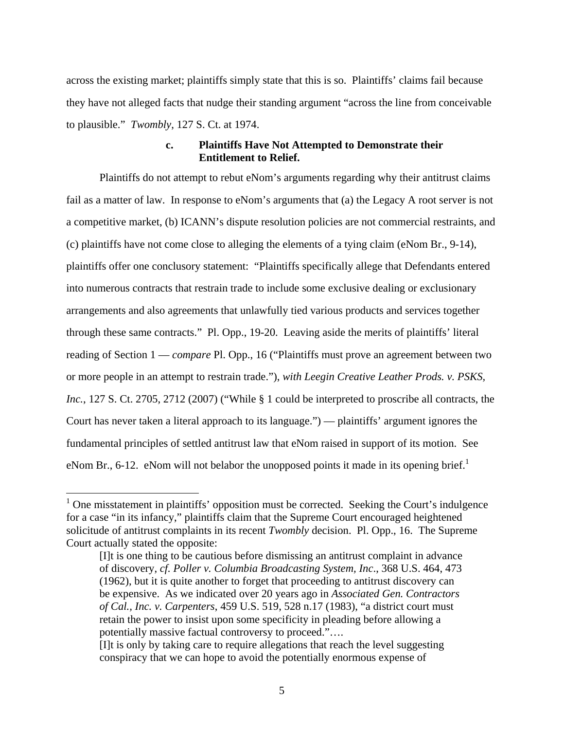across the existing market; plaintiffs simply state that this is so. Plaintiffs' claims fail because they have not alleged facts that nudge their standing argument "across the line from conceivable to plausible." *Twombly*, 127 S. Ct. at 1974.

### c. Plaintiffs Have Not Attempted to Demonstrate their Entitlement to Relief.

Plaintiffs do not attempt to rebut eNom's arguments regarding why their antitrust claims fail as a matter of law. In response to eNom's arguments that (a) the Legacy A root server is not a competitive market, (b) ICANN's dispute resolution policies are not commercial restraints, and (c) plaintiffs have not come close to alleging the elements of a tying claim (eNom Br., 9-14), plaintiffs offer one conclusory statement: "Plaintiffs specifically allege that Defendants entered into numerous contracts that restrain trade to include some exclusive dealing or exclusionary arrangements and also agreements that unlawfully tied various products and services together through these same contracts." Pl. Opp., 19-20. Leaving aside the merits of plaintiffs' literal reading of Section 1 — *compare* Pl. Opp., 16 ("Plaintiffs must prove an agreement between two or more people in an attempt to restrain trade."), *with Leegin Creative Leather Prods. v. PSKS, Inc.*, 127 S. Ct. 2705, 2712 (2007) ("While § 1 could be interpreted to proscribe all contracts, the Court has never taken a literal approach to its language.") — plaintiffs' argument ignores the fundamental principles of settled antitrust law that eNom raised in support of its motion. See eNom Br., 6-12. eNom will not belabor the unopposed points it made in its opening brief.[1]

---

[1] One misstatement in plaintiffs' opposition must be corrected. Seeking the Court's indulgence for a case "in its infancy," plaintiffs claim that the Supreme Court encouraged heightened solicitude of antitrust complaints in its recent *Twombly* decision. Pl. Opp., 16. The Supreme Court actually stated the opposite:

> [I]t is one thing to be cautious before dismissing an antitrust complaint in advance of discovery, *cf. Poller v. Columbia Broadcasting System, Inc*., 368 U.S. 464, 473 (1962), but it is quite another to forget that proceeding to antitrust discovery can be expensive. As we indicated over 20 years ago in *Associated Gen. Contractors of Cal., Inc. v. Carpenters*, 459 U.S. 519, 528 n.17 (1983), "a district court must retain the power to insist upon some specificity in pleading before allowing a potentially massive factual controversy to proceed."….
>
> [I]t is only by taking care to require allegations that reach the level suggesting conspiracy that we can hope to avoid the potentially enormous expense of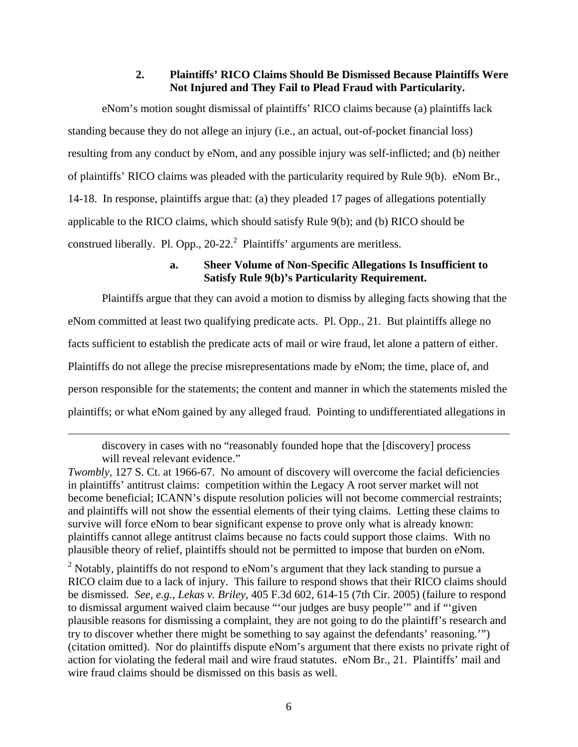### 2. Plaintiffs' RICO Claims Should Be Dismissed Because Plaintiffs Were Not Injured and They Fail to Plead Fraud with Particularity.

eNom's motion sought dismissal of plaintiffs' RICO claims because (a) plaintiffs lack standing because they do not allege an injury (i.e., an actual, out-of-pocket financial loss) resulting from any conduct by eNom, and any possible injury was self-inflicted; and (b) neither of plaintiffs' RICO claims was pleaded with the particularity required by Rule 9(b). eNom Br., 14-18. In response, plaintiffs argue that: (a) they pleaded 17 pages of allegations potentially applicable to the RICO claims, which should satisfy Rule 9(b); and (b) RICO should be construed liberally. Pl. Opp., 20-22.[2] Plaintiffs' arguments are meritless.

#### a. Sheer Volume of Non-Specific Allegations Is Insufficient to Satisfy Rule 9(b)'s Particularity Requirement.

Plaintiffs argue that they can avoid a motion to dismiss by alleging facts showing that the eNom committed at least two qualifying predicate acts. Pl. Opp., 21. But plaintiffs allege no facts sufficient to establish the predicate acts of mail or wire fraud, let alone a pattern of either. Plaintiffs do not allege the precise misrepresentations made by eNom; the time, place of, and person responsible for the statements; the content and manner in which the statements misled the plaintiffs; or what eNom gained by any alleged fraud. Pointing to undifferentiated allegations in

---

> discovery in cases with no "reasonably founded hope that the [discovery] process will reveal relevant evidence."

*Twombly*, 127 S. Ct. at 1966-67. No amount of discovery will overcome the facial deficiencies in plaintiffs' antitrust claims: competition within the Legacy A root server market will not become beneficial; ICANN's dispute resolution policies will not become commercial restraints; and plaintiffs will not show the essential elements of their tying claims. Letting these claims to survive will force eNom to bear significant expense to prove only what is already known: plaintiffs cannot allege antitrust claims because no facts could support those claims. With no plausible theory of relief, plaintiffs should not be permitted to impose that burden on eNom.

[2] Notably, plaintiffs do not respond to eNom's argument that they lack standing to pursue a RICO claim due to a lack of injury. This failure to respond shows that their RICO claims should be dismissed. *See, e.g.*, *Lekas v. Briley*, 405 F.3d 602, 614-15 (7th Cir. 2005) (failure to respond to dismissal argument waived claim because "'our judges are busy people'" and if "'given plausible reasons for dismissing a complaint, they are not going to do the plaintiff's research and try to discover whether there might be something to say against the defendants' reasoning.'") (citation omitted). Nor do plaintiffs dispute eNom's argument that there exists no private right of action for violating the federal mail and wire fraud statutes. eNom Br., 21. Plaintiffs' mail and wire fraud claims should be dismissed on this basis as well.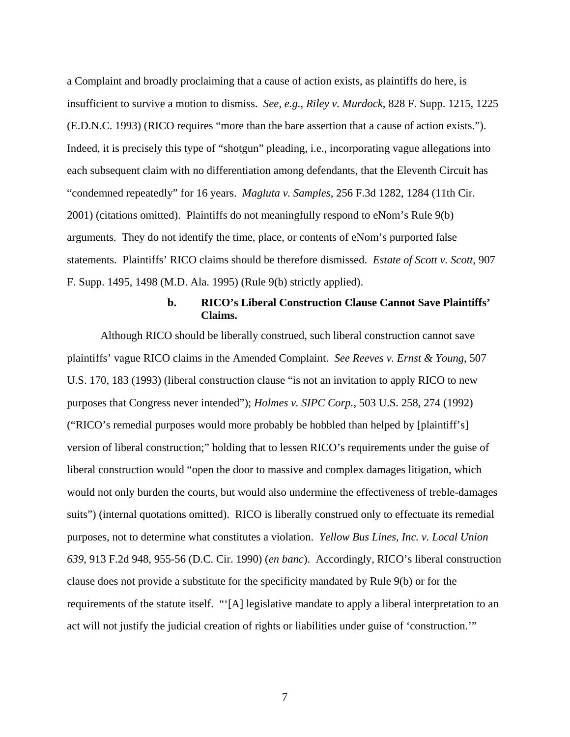a Complaint and broadly proclaiming that a cause of action exists, as plaintiffs do here, is insufficient to survive a motion to dismiss. *See, e.g.*, *Riley v. Murdock*, 828 F. Supp. 1215, 1225 (E.D.N.C. 1993) (RICO requires "more than the bare assertion that a cause of action exists."). Indeed, it is precisely this type of "shotgun" pleading, i.e., incorporating vague allegations into each subsequent claim with no differentiation among defendants, that the Eleventh Circuit has "condemned repeatedly" for 16 years. *Magluta v. Samples*, 256 F.3d 1282, 1284 (11th Cir. 2001) (citations omitted). Plaintiffs do not meaningfully respond to eNom's Rule 9(b) arguments. They do not identify the time, place, or contents of eNom's purported false statements. Plaintiffs' RICO claims should be therefore dismissed. *Estate of Scott v. Scott*, 907 F. Supp. 1495, 1498 (M.D. Ala. 1995) (Rule 9(b) strictly applied).

**b. RICO's Liberal Construction Clause Cannot Save Plaintiffs' Claims.**

Although RICO should be liberally construed, such liberal construction cannot save plaintiffs' vague RICO claims in the Amended Complaint. *See Reeves v. Ernst & Young*, 507 U.S. 170, 183 (1993) (liberal construction clause "is not an invitation to apply RICO to new purposes that Congress never intended"); *Holmes v. SIPC Corp.*, 503 U.S. 258, 274 (1992) ("RICO's remedial purposes would more probably be hobbled than helped by [plaintiff's] version of liberal construction;" holding that to lessen RICO's requirements under the guise of liberal construction would "open the door to massive and complex damages litigation, which would not only burden the courts, but would also undermine the effectiveness of treble-damages suits") (internal quotations omitted). RICO is liberally construed only to effectuate its remedial purposes, not to determine what constitutes a violation. *Yellow Bus Lines, Inc. v. Local Union 639*, 913 F.2d 948, 955-56 (D.C. Cir. 1990) (*en banc*). Accordingly, RICO's liberal construction clause does not provide a substitute for the specificity mandated by Rule 9(b) or for the requirements of the statute itself. "'[A] legislative mandate to apply a liberal interpretation to an act will not justify the judicial creation of rights or liabilities under guise of 'construction.'"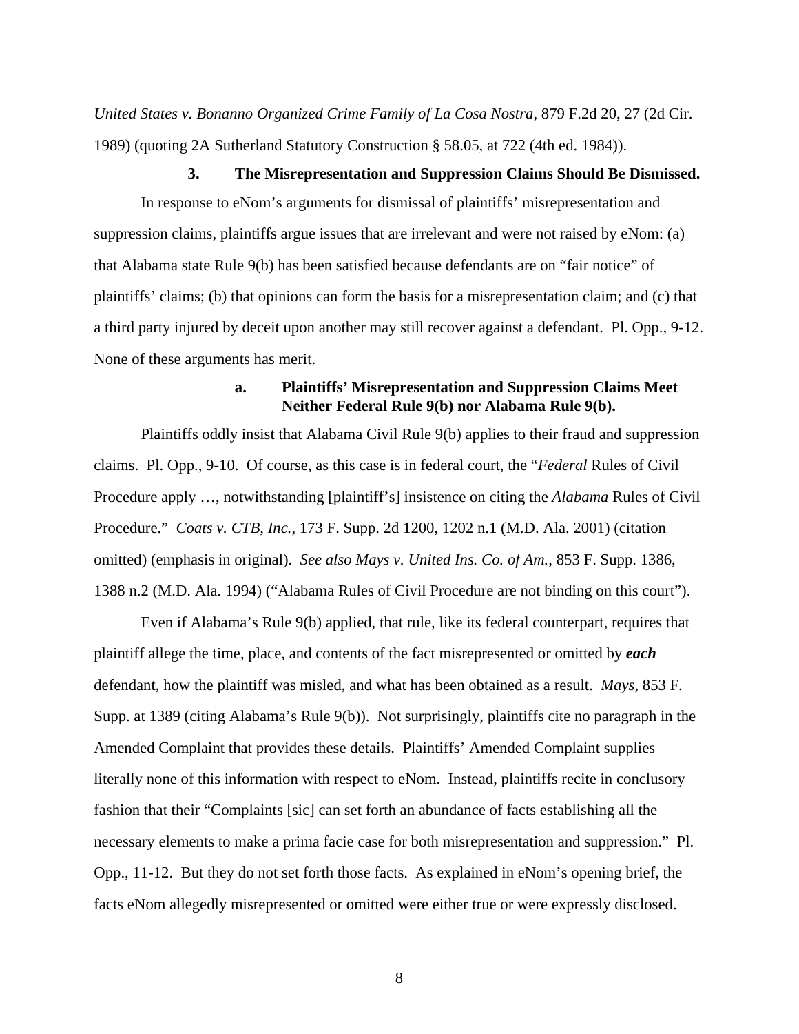*United States v. Bonanno Organized Crime Family of La Cosa Nostra*, 879 F.2d 20, 27 (2d Cir. 1989) (quoting 2A Sutherland Statutory Construction § 58.05, at 722 (4th ed. 1984)).

### 3. The Misrepresentation and Suppression Claims Should Be Dismissed.

In response to eNom's arguments for dismissal of plaintiffs' misrepresentation and suppression claims, plaintiffs argue issues that are irrelevant and were not raised by eNom: (a) that Alabama state Rule 9(b) has been satisfied because defendants are on "fair notice" of plaintiffs' claims; (b) that opinions can form the basis for a misrepresentation claim; and (c) that a third party injured by deceit upon another may still recover against a defendant. Pl. Opp., 9-12. None of these arguments has merit.

#### a. Plaintiffs' Misrepresentation and Suppression Claims Meet Neither Federal Rule 9(b) nor Alabama Rule 9(b).

Plaintiffs oddly insist that Alabama Civil Rule 9(b) applies to their fraud and suppression claims. Pl. Opp., 9-10. Of course, as this case is in federal court, the "*Federal* Rules of Civil Procedure apply …, notwithstanding [plaintiff's] insistence on citing the *Alabama* Rules of Civil Procedure." *Coats v. CTB, Inc.*, 173 F. Supp. 2d 1200, 1202 n.1 (M.D. Ala. 2001) (citation omitted) (emphasis in original). *See also Mays v. United Ins. Co. of Am.*, 853 F. Supp. 1386, 1388 n.2 (M.D. Ala. 1994) ("Alabama Rules of Civil Procedure are not binding on this court").

Even if Alabama's Rule 9(b) applied, that rule, like its federal counterpart, requires that plaintiff allege the time, place, and contents of the fact misrepresented or omitted by ***each*** defendant, how the plaintiff was misled, and what has been obtained as a result. *Mays*, 853 F. Supp. at 1389 (citing Alabama's Rule 9(b)). Not surprisingly, plaintiffs cite no paragraph in the Amended Complaint that provides these details. Plaintiffs' Amended Complaint supplies literally none of this information with respect to eNom. Instead, plaintiffs recite in conclusory fashion that their "Complaints [sic] can set forth an abundance of facts establishing all the necessary elements to make a prima facie case for both misrepresentation and suppression." Pl. Opp., 11-12. But they do not set forth those facts. As explained in eNom's opening brief, the facts eNom allegedly misrepresented or omitted were either true or were expressly disclosed.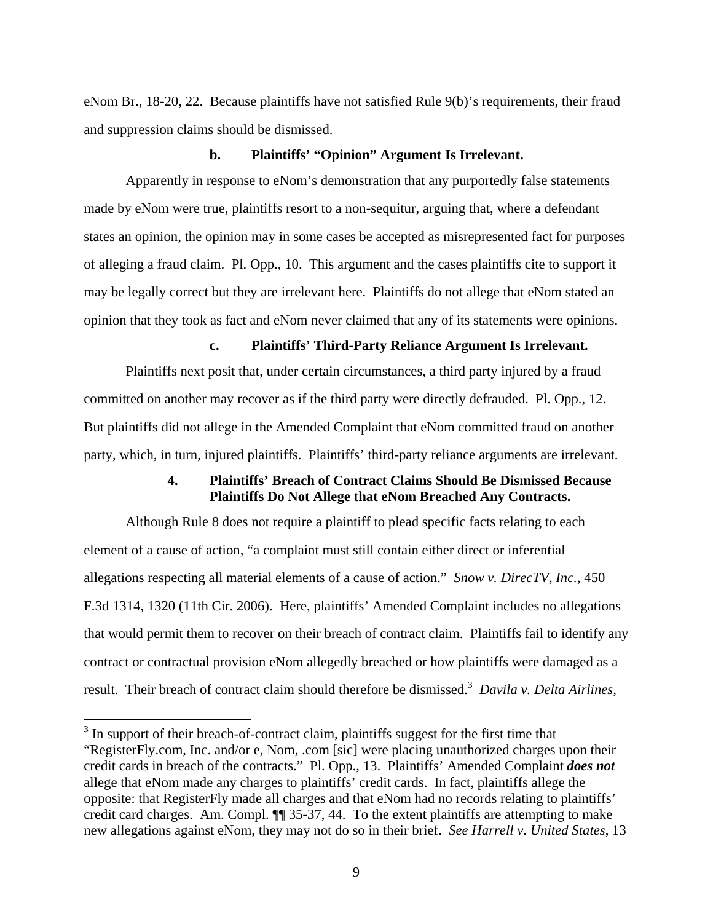eNom Br., 18-20, 22. Because plaintiffs have not satisfied Rule 9(b)'s requirements, their fraud and suppression claims should be dismissed.

**b. Plaintiffs' "Opinion" Argument Is Irrelevant.**

Apparently in response to eNom's demonstration that any purportedly false statements made by eNom were true, plaintiffs resort to a non-sequitur, arguing that, where a defendant states an opinion, the opinion may in some cases be accepted as misrepresented fact for purposes of alleging a fraud claim. Pl. Opp., 10. This argument and the cases plaintiffs cite to support it may be legally correct but they are irrelevant here. Plaintiffs do not allege that eNom stated an opinion that they took as fact and eNom never claimed that any of its statements were opinions.

**c. Plaintiffs' Third-Party Reliance Argument Is Irrelevant.**

Plaintiffs next posit that, under certain circumstances, a third party injured by a fraud committed on another may recover as if the third party were directly defrauded. Pl. Opp., 12. But plaintiffs did not allege in the Amended Complaint that eNom committed fraud on another party, which, in turn, injured plaintiffs. Plaintiffs' third-party reliance arguments are irrelevant.

**4. Plaintiffs' Breach of Contract Claims Should Be Dismissed Because Plaintiffs Do Not Allege that eNom Breached Any Contracts.**

Although Rule 8 does not require a plaintiff to plead specific facts relating to each element of a cause of action, "a complaint must still contain either direct or inferential allegations respecting all material elements of a cause of action." *Snow v. DirecTV, Inc.*, 450 F.3d 1314, 1320 (11th Cir. 2006). Here, plaintiffs' Amended Complaint includes no allegations that would permit them to recover on their breach of contract claim. Plaintiffs fail to identify any contract or contractual provision eNom allegedly breached or how plaintiffs were damaged as a result. Their breach of contract claim should therefore be dismissed.[3] *Davila v. Delta Airlines*,

[3] In support of their breach-of-contract claim, plaintiffs suggest for the first time that "RegisterFly.com, Inc. and/or e, Nom, .com [sic] were placing unauthorized charges upon their credit cards in breach of the contracts." Pl. Opp., 13. Plaintiffs' Amended Complaint ***does not*** allege that eNom made any charges to plaintiffs' credit cards. In fact, plaintiffs allege the opposite: that RegisterFly made all charges and that eNom had no records relating to plaintiffs' credit card charges. Am. Compl. ¶¶ 35-37, 44. To the extent plaintiffs are attempting to make new allegations against eNom, they may not do so in their brief. *See Harrell v. United States*, 13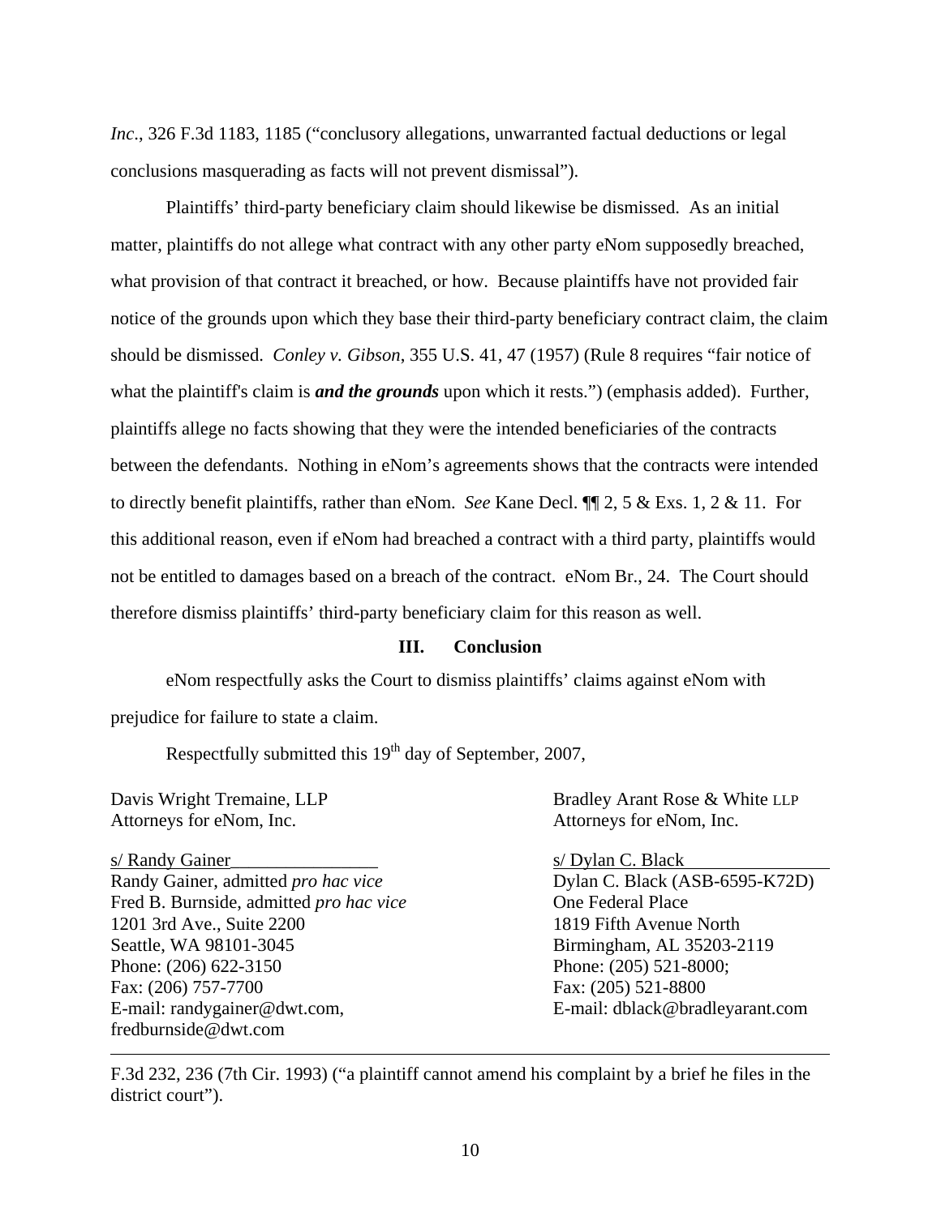*Inc*., 326 F.3d 1183, 1185 ("conclusory allegations, unwarranted factual deductions or legal conclusions masquerading as facts will not prevent dismissal").

Plaintiffs' third-party beneficiary claim should likewise be dismissed. As an initial matter, plaintiffs do not allege what contract with any other party eNom supposedly breached, what provision of that contract it breached, or how. Because plaintiffs have not provided fair notice of the grounds upon which they base their third-party beneficiary contract claim, the claim should be dismissed. *Conley v. Gibson*, 355 U.S. 41, 47 (1957) (Rule 8 requires "fair notice of what the plaintiff's claim is ***and the grounds*** upon which it rests.") (emphasis added). Further, plaintiffs allege no facts showing that they were the intended beneficiaries of the contracts between the defendants. Nothing in eNom's agreements shows that the contracts were intended to directly benefit plaintiffs, rather than eNom. *See* Kane Decl. ¶¶ 2, 5 & Exs. 1, 2 & 11. For this additional reason, even if eNom had breached a contract with a third party, plaintiffs would not be entitled to damages based on a breach of the contract. eNom Br., 24. The Court should therefore dismiss plaintiffs' third-party beneficiary claim for this reason as well.

## III. Conclusion

eNom respectfully asks the Court to dismiss plaintiffs' claims against eNom with prejudice for failure to state a claim.

Respectfully submitted this 19th day of September, 2007,

Davis Wright Tremaine, LLP
Attorneys for eNom, Inc.

s/ Randy Gainer
Randy Gainer, admitted *pro hac vice*
Fred B. Burnside, admitted *pro hac vice*
1201 3rd Ave., Suite 2200
Seattle, WA 98101-3045
Phone: (206) 622-3150
Fax: (206) 757-7700
E-mail: randygainer@dwt.com, fredburnside@dwt.com

Bradley Arant Rose & White LLP
Attorneys for eNom, Inc.

s/ Dylan C. Black
Dylan C. Black (ASB-6595-K72D)
One Federal Place
1819 Fifth Avenue North
Birmingham, AL 35203-2119
Phone: (205) 521-8000;
Fax: (205) 521-8800
E-mail: dblack@bradleyarant.com

---

F.3d 232, 236 (7th Cir. 1993) ("a plaintiff cannot amend his complaint by a brief he files in the district court").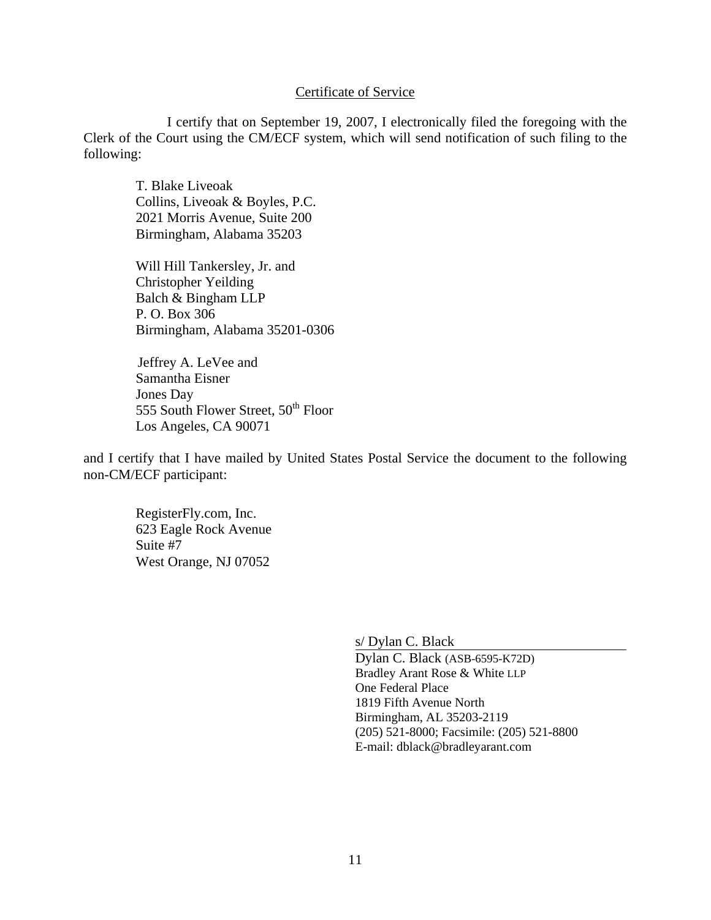Certificate of Service

I certify that on September 19, 2007, I electronically filed the foregoing with the Clerk of the Court using the CM/ECF system, which will send notification of such filing to the following:

T. Blake Liveoak  
Collins, Liveoak & Boyles, P.C.  
2021 Morris Avenue, Suite 200  
Birmingham, Alabama 35203

Will Hill Tankersley, Jr. and  
Christopher Yeilding  
Balch & Bingham LLP  
P. O. Box 306  
Birmingham, Alabama 35201-0306

Jeffrey A. LeVee and  
Samantha Eisner  
Jones Day  
555 South Flower Street, 50th Floor  
Los Angeles, CA 90071

and I certify that I have mailed by United States Postal Service the document to the following non-CM/ECF participant:

RegisterFly.com, Inc.  
623 Eagle Rock Avenue  
Suite #7  
West Orange, NJ 07052

s/ Dylan C. Black  
Dylan C. Black (ASB-6595-K72D)  
Bradley Arant Rose & White LLP  
One Federal Place  
1819 Fifth Avenue North  
Birmingham, AL 35203-2119  
(205) 521-8000; Facsimile: (205) 521-8800  
E-mail: dblack@bradleyarant.com